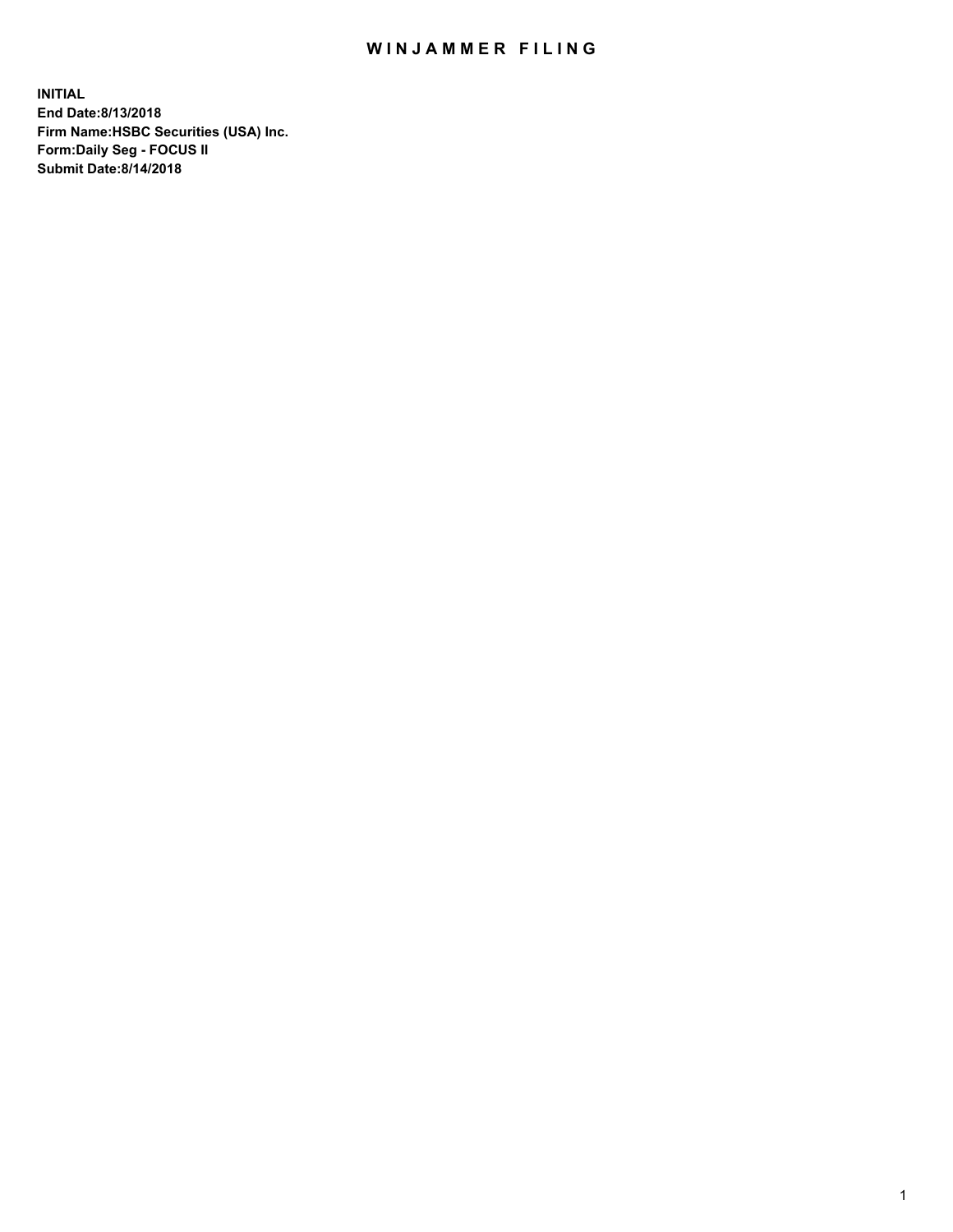# WINJAMMER FILING

**INITIAL**
**End Date:8/13/2018**
**Firm Name:HSBC Securities (USA) Inc.**
**Form:Daily Seg - FOCUS II**
**Submit Date:8/14/2018**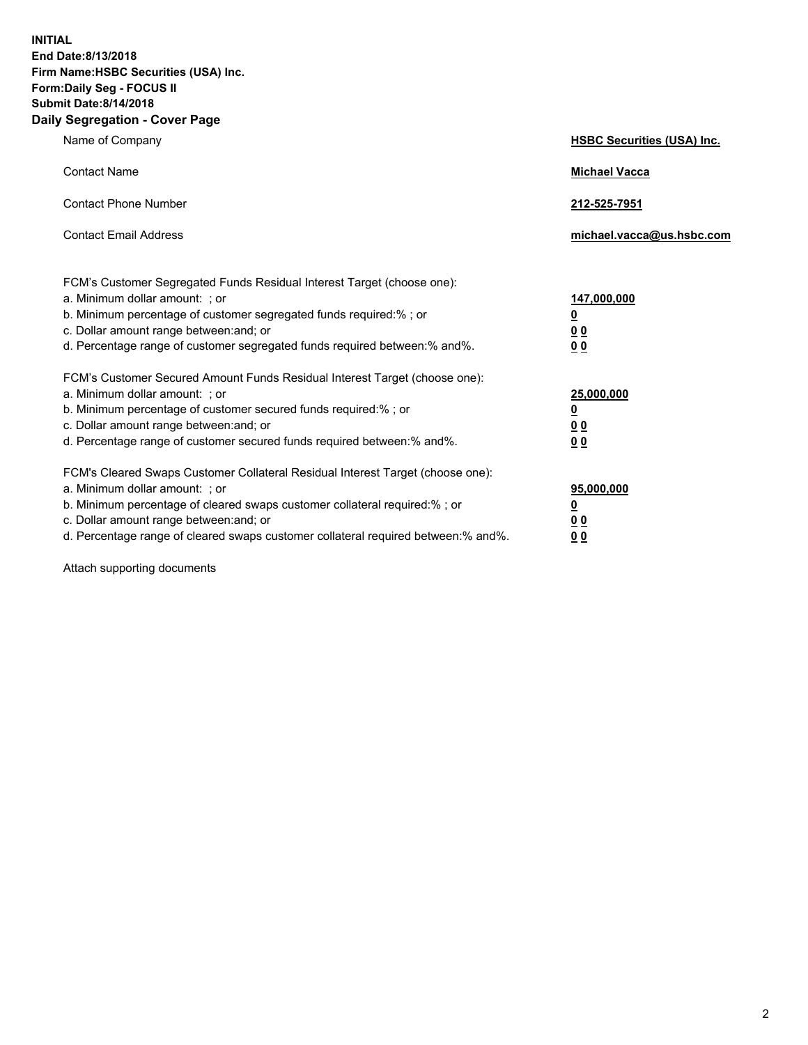**INITIAL**
**End Date:8/13/2018**
**Firm Name:HSBC Securities (USA) Inc.**
**Form:Daily Seg - FOCUS II**
**Submit Date:8/14/2018**

## Daily Segregation - Cover Page

| | |
|---|---|
| Name of Company | **HSBC Securities (USA) Inc.** |
| Contact Name | **Michael Vacca** |
| Contact Phone Number | **212-525-7951** |
| Contact Email Address | **michael.vacca@us.hsbc.com** |

| | |
|---|---|
| FCM's Customer Segregated Funds Residual Interest Target (choose one): | |
| a. Minimum dollar amount: ; or | **147,000,000** |
| b. Minimum percentage of customer segregated funds required:% ; or | **0** |
| c. Dollar amount range between:and; or | **0 0** |
| d. Percentage range of customer segregated funds required between:% and%. | **0 0** |
| FCM's Customer Secured Amount Funds Residual Interest Target (choose one): | |
| a. Minimum dollar amount: ; or | **25,000,000** |
| b. Minimum percentage of customer secured funds required:% ; or | **0** |
| c. Dollar amount range between:and; or | **0 0** |
| d. Percentage range of customer secured funds required between:% and%. | **0 0** |
| FCM's Cleared Swaps Customer Collateral Residual Interest Target (choose one): | |
| a. Minimum dollar amount: ; or | **95,000,000** |
| b. Minimum percentage of cleared swaps customer collateral required:% ; or | **0** |
| c. Dollar amount range between:and; or | **0 0** |
| d. Percentage range of cleared swaps customer collateral required between:% and%. | **0 0** |

Attach supporting documents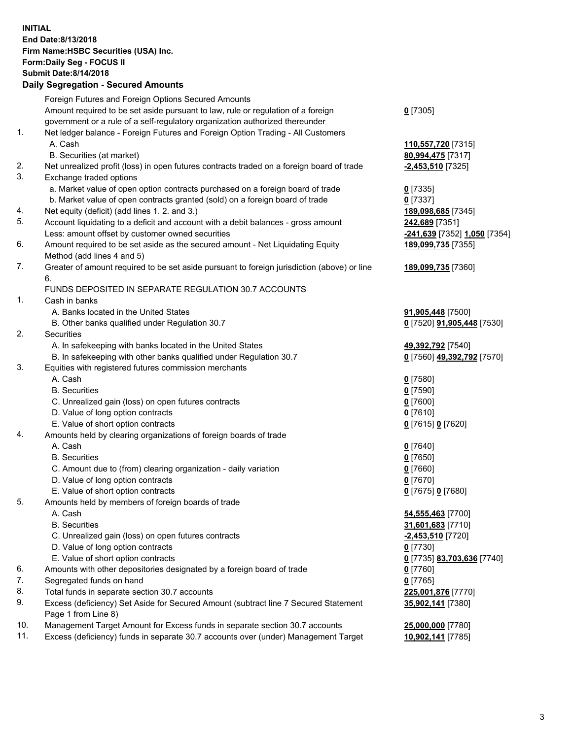**INITIAL**
**End Date:8/13/2018**
**Firm Name:HSBC Securities (USA) Inc.**
**Form:Daily Seg - FOCUS II**
**Submit Date:8/14/2018**

### Daily Segregation - Secured Amounts

| | | |
|---|---|---|
| | Foreign Futures and Foreign Options Secured Amounts | |
| | Amount required to be set aside pursuant to law, rule or regulation of a foreign government or a rule of a self-regulatory organization authorized thereunder | **0** [7305] |
| 1. | Net ledger balance - Foreign Futures and Foreign Option Trading - All Customers | |
| | A. Cash | **110,557,720** [7315] |
| | B. Securities (at market) | **80,994,475** [7317] |
| 2. | Net unrealized profit (loss) in open futures contracts traded on a foreign board of trade | **-2,453,510** [7325] |
| 3. | Exchange traded options | |
| | a. Market value of open option contracts purchased on a foreign board of trade | **0** [7335] |
| | b. Market value of open contracts granted (sold) on a foreign board of trade | **0** [7337] |
| 4. | Net equity (deficit) (add lines 1. 2. and 3.) | **189,098,685** [7345] |
| 5. | Account liquidating to a deficit and account with a debit balances - gross amount | **242,689** [7351] |
| | Less: amount offset by customer owned securities | **-241,639** [7352] **1,050** [7354] |
| 6. | Amount required to be set aside as the secured amount - Net Liquidating Equity Method (add lines 4 and 5) | **189,099,735** [7355] |
| 7. | Greater of amount required to be set aside pursuant to foreign jurisdiction (above) or line 6. | **189,099,735** [7360] |
| | FUNDS DEPOSITED IN SEPARATE REGULATION 30.7 ACCOUNTS | |
| 1. | Cash in banks | |
| | A. Banks located in the United States | **91,905,448** [7500] |
| | B. Other banks qualified under Regulation 30.7 | **0** [7520] **91,905,448** [7530] |
| 2. | Securities | |
| | A. In safekeeping with banks located in the United States | **49,392,792** [7540] |
| | B. In safekeeping with other banks qualified under Regulation 30.7 | **0** [7560] **49,392,792** [7570] |
| 3. | Equities with registered futures commission merchants | |
| | A. Cash | **0** [7580] |
| | B. Securities | **0** [7590] |
| | C. Unrealized gain (loss) on open futures contracts | **0** [7600] |
| | D. Value of long option contracts | **0** [7610] |
| | E. Value of short option contracts | **0** [7615] **0** [7620] |
| 4. | Amounts held by clearing organizations of foreign boards of trade | |
| | A. Cash | **0** [7640] |
| | B. Securities | **0** [7650] |
| | C. Amount due to (from) clearing organization - daily variation | **0** [7660] |
| | D. Value of long option contracts | **0** [7670] |
| | E. Value of short option contracts | **0** [7675] **0** [7680] |
| 5. | Amounts held by members of foreign boards of trade | |
| | A. Cash | **54,555,463** [7700] |
| | B. Securities | **31,601,683** [7710] |
| | C. Unrealized gain (loss) on open futures contracts | **-2,453,510** [7720] |
| | D. Value of long option contracts | **0** [7730] |
| | E. Value of short option contracts | **0** [7735] **83,703,636** [7740] |
| 6. | Amounts with other depositories designated by a foreign board of trade | **0** [7760] |
| 7. | Segregated funds on hand | **0** [7765] |
| 8. | Total funds in separate section 30.7 accounts | **225,001,876** [7770] |
| 9. | Excess (deficiency) Set Aside for Secured Amount (subtract line 7 Secured Statement Page 1 from Line 8) | **35,902,141** [7380] |
| 10. | Management Target Amount for Excess funds in separate section 30.7 accounts | **25,000,000** [7780] |
| 11. | Excess (deficiency) funds in separate 30.7 accounts over (under) Management Target | **10,902,141** [7785] |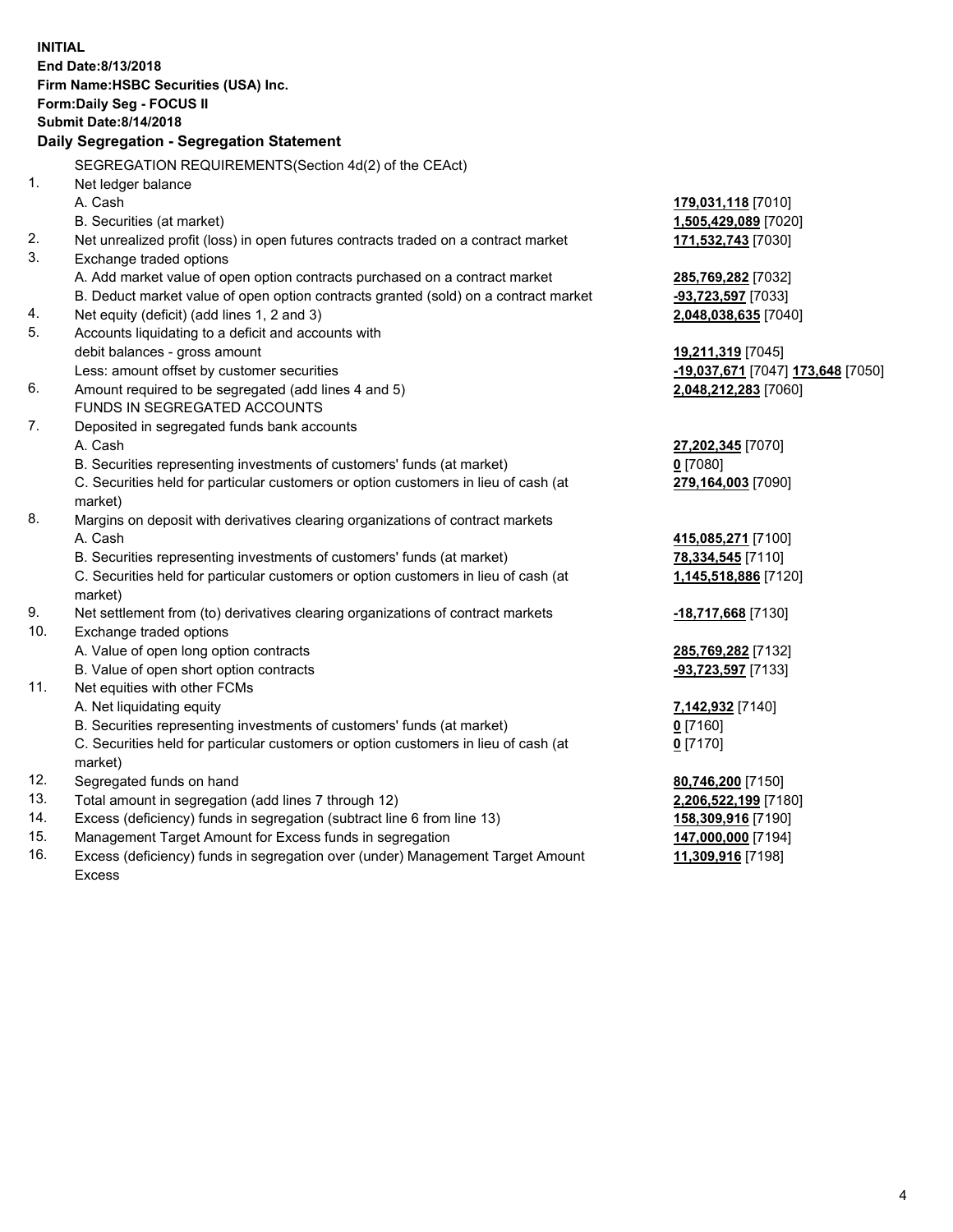**INITIAL**
**End Date:8/13/2018**
**Firm Name:HSBC Securities (USA) Inc.**
**Form:Daily Seg - FOCUS II**
**Submit Date:8/14/2018**

### Daily Segregation - Segregation Statement

SEGREGATION REQUIREMENTS(Section 4d(2) of the CEAct)

| | | |
|---|---|---|
| 1. | Net ledger balance | |
| | A. Cash | **179,031,118** [7010] |
| | B. Securities (at market) | **1,505,429,089** [7020] |
| 2. | Net unrealized profit (loss) in open futures contracts traded on a contract market | **171,532,743** [7030] |
| 3. | Exchange traded options | |
| | A. Add market value of open option contracts purchased on a contract market | **285,769,282** [7032] |
| | B. Deduct market value of open option contracts granted (sold) on a contract market | **-93,723,597** [7033] |
| 4. | Net equity (deficit) (add lines 1, 2 and 3) | **2,048,038,635** [7040] |
| 5. | Accounts liquidating to a deficit and accounts with debit balances - gross amount | **19,211,319** [7045] |
| | Less: amount offset by customer securities | **-19,037,671** [7047] **173,648** [7050] |
| 6. | Amount required to be segregated (add lines 4 and 5) | **2,048,212,283** [7060] |
| | FUNDS IN SEGREGATED ACCOUNTS | |
| 7. | Deposited in segregated funds bank accounts | |
| | A. Cash | **27,202,345** [7070] |
| | B. Securities representing investments of customers' funds (at market) | **0** [7080] |
| | C. Securities held for particular customers or option customers in lieu of cash (at market) | **279,164,003** [7090] |
| 8. | Margins on deposit with derivatives clearing organizations of contract markets | |
| | A. Cash | **415,085,271** [7100] |
| | B. Securities representing investments of customers' funds (at market) | **78,334,545** [7110] |
| | C. Securities held for particular customers or option customers in lieu of cash (at market) | **1,145,518,886** [7120] |
| 9. | Net settlement from (to) derivatives clearing organizations of contract markets | **-18,717,668** [7130] |
| 10. | Exchange traded options | |
| | A. Value of open long option contracts | **285,769,282** [7132] |
| | B. Value of open short option contracts | **-93,723,597** [7133] |
| 11. | Net equities with other FCMs | |
| | A. Net liquidating equity | **7,142,932** [7140] |
| | B. Securities representing investments of customers' funds (at market) | **0** [7160] |
| | C. Securities held for particular customers or option customers in lieu of cash (at market) | **0** [7170] |
| 12. | Segregated funds on hand | **80,746,200** [7150] |
| 13. | Total amount in segregation (add lines 7 through 12) | **2,206,522,199** [7180] |
| 14. | Excess (deficiency) funds in segregation (subtract line 6 from line 13) | **158,309,916** [7190] |
| 15. | Management Target Amount for Excess funds in segregation | **147,000,000** [7194] |
| 16. | Excess (deficiency) funds in segregation over (under) Management Target Amount Excess | **11,309,916** [7198] |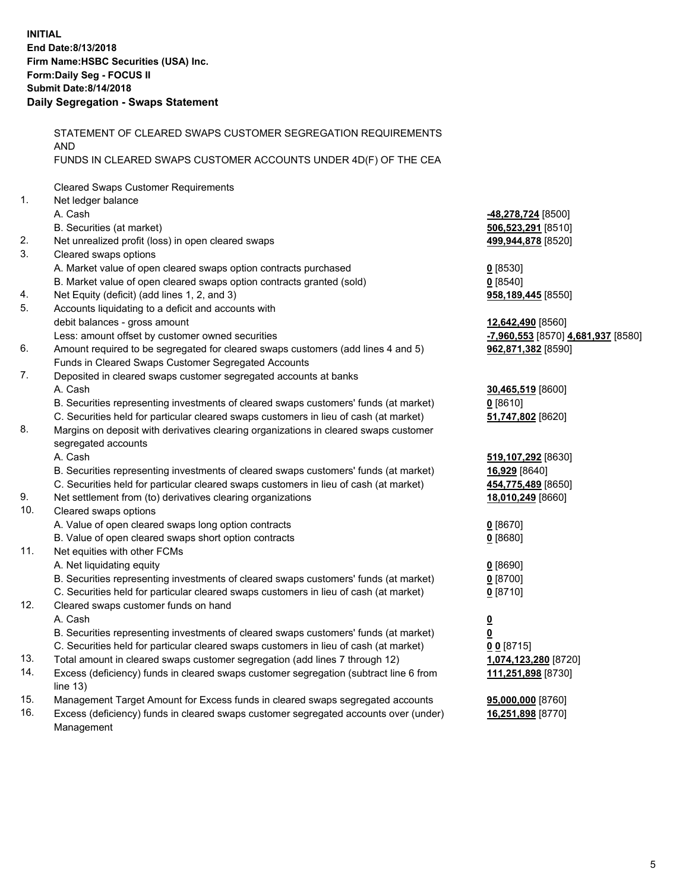**INITIAL**
**End Date:8/13/2018**
**Firm Name:HSBC Securities (USA) Inc.**
**Form:Daily Seg - FOCUS II**
**Submit Date:8/14/2018**
**Daily Segregation - Swaps Statement**

STATEMENT OF CLEARED SWAPS CUSTOMER SEGREGATION REQUIREMENTS AND FUNDS IN CLEARED SWAPS CUSTOMER ACCOUNTS UNDER 4D(F) OF THE CEA

| | | |
|---|---|---|
| | Cleared Swaps Customer Requirements | |
| 1. | Net ledger balance | |
| | A. Cash | **-48,278,724** [8500] |
| | B. Securities (at market) | **506,523,291** [8510] |
| 2. | Net unrealized profit (loss) in open cleared swaps | **499,944,878** [8520] |
| 3. | Cleared swaps options | |
| | A. Market value of open cleared swaps option contracts purchased | **0** [8530] |
| | B. Market value of open cleared swaps option contracts granted (sold) | **0** [8540] |
| 4. | Net Equity (deficit) (add lines 1, 2, and 3) | **958,189,445** [8550] |
| 5. | Accounts liquidating to a deficit and accounts with | |
| | debit balances - gross amount | **12,642,490** [8560] |
| | Less: amount offset by customer owned securities | **-7,960,553** [8570] **4,681,937** [8580] |
| 6. | Amount required to be segregated for cleared swaps customers (add lines 4 and 5) | **962,871,382** [8590] |
| | Funds in Cleared Swaps Customer Segregated Accounts | |
| 7. | Deposited in cleared swaps customer segregated accounts at banks | |
| | A. Cash | **30,465,519** [8600] |
| | B. Securities representing investments of cleared swaps customers' funds (at market) | **0** [8610] |
| | C. Securities held for particular cleared swaps customers in lieu of cash (at market) | **51,747,802** [8620] |
| 8. | Margins on deposit with derivatives clearing organizations in cleared swaps customer segregated accounts | |
| | A. Cash | **519,107,292** [8630] |
| | B. Securities representing investments of cleared swaps customers' funds (at market) | **16,929** [8640] |
| | C. Securities held for particular cleared swaps customers in lieu of cash (at market) | **454,775,489** [8650] |
| 9. | Net settlement from (to) derivatives clearing organizations | **18,010,249** [8660] |
| 10. | Cleared swaps options | |
| | A. Value of open cleared swaps long option contracts | **0** [8670] |
| | B. Value of open cleared swaps short option contracts | **0** [8680] |
| 11. | Net equities with other FCMs | |
| | A. Net liquidating equity | **0** [8690] |
| | B. Securities representing investments of cleared swaps customers' funds (at market) | **0** [8700] |
| | C. Securities held for particular cleared swaps customers in lieu of cash (at market) | **0** [8710] |
| 12. | Cleared swaps customer funds on hand | |
| | A. Cash | **0** |
| | B. Securities representing investments of cleared swaps customers' funds (at market) | **0** |
| | C. Securities held for particular cleared swaps customers in lieu of cash (at market) | **0** **0** [8715] |
| 13. | Total amount in cleared swaps customer segregation (add lines 7 through 12) | **1,074,123,280** [8720] |
| 14. | Excess (deficiency) funds in cleared swaps customer segregation (subtract line 6 from line 13) | **111,251,898** [8730] |
| 15. | Management Target Amount for Excess funds in cleared swaps segregated accounts | **95,000,000** [8760] |
| 16. | Excess (deficiency) funds in cleared swaps customer segregated accounts over (under) Management | **16,251,898** [8770] |